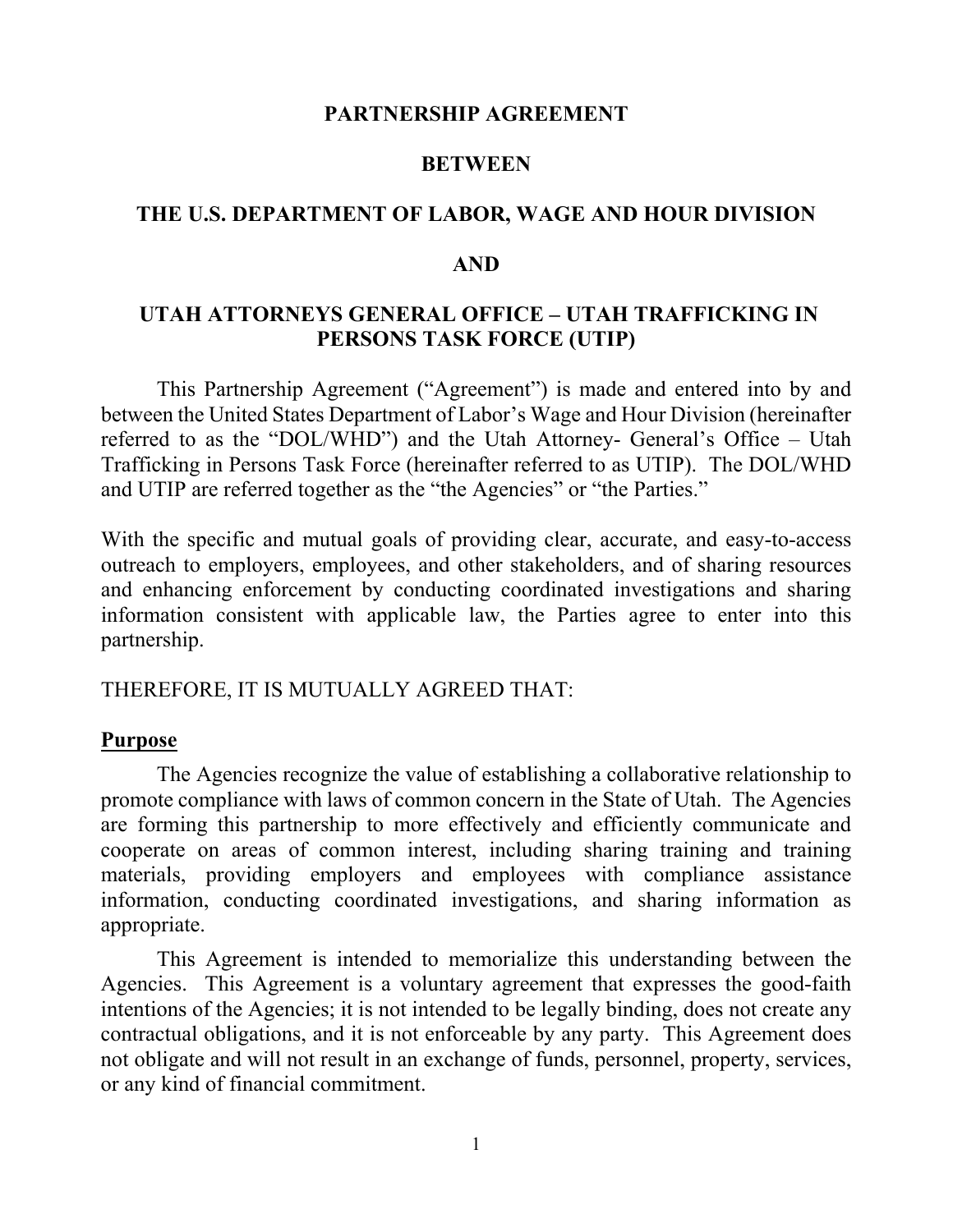# PARTNERSHIP AGREEMENT

# BETWEEN

# THE U.S. DEPARTMENT OF LABOR, WAGE AND HOUR DIVISION

# AND

# UTAH ATTORNEYS GENERAL OFFICE – UTAH TRAFFICKING IN PERSONS TASK FORCE (UTIP)

This Partnership Agreement ("Agreement") is made and entered into by and between the United States Department of Labor's Wage and Hour Division (hereinafter referred to as the "DOL/WHD") and the Utah Attorney- General's Office – Utah Trafficking in Persons Task Force (hereinafter referred to as UTIP). The DOL/WHD and UTIP are referred together as the "the Agencies" or "the Parties."

With the specific and mutual goals of providing clear, accurate, and easy-to-access outreach to employers, employees, and other stakeholders, and of sharing resources and enhancing enforcement by conducting coordinated investigations and sharing information consistent with applicable law, the Parties agree to enter into this partnership.

THEREFORE, IT IS MUTUALLY AGREED THAT:

## Purpose

The Agencies recognize the value of establishing a collaborative relationship to promote compliance with laws of common concern in the State of Utah. The Agencies are forming this partnership to more effectively and efficiently communicate and cooperate on areas of common interest, including sharing training and training materials, providing employers and employees with compliance assistance information, conducting coordinated investigations, and sharing information as appropriate.

This Agreement is intended to memorialize this understanding between the Agencies. This Agreement is a voluntary agreement that expresses the good-faith intentions of the Agencies; it is not intended to be legally binding, does not create any contractual obligations, and it is not enforceable by any party. This Agreement does not obligate and will not result in an exchange of funds, personnel, property, services, or any kind of financial commitment.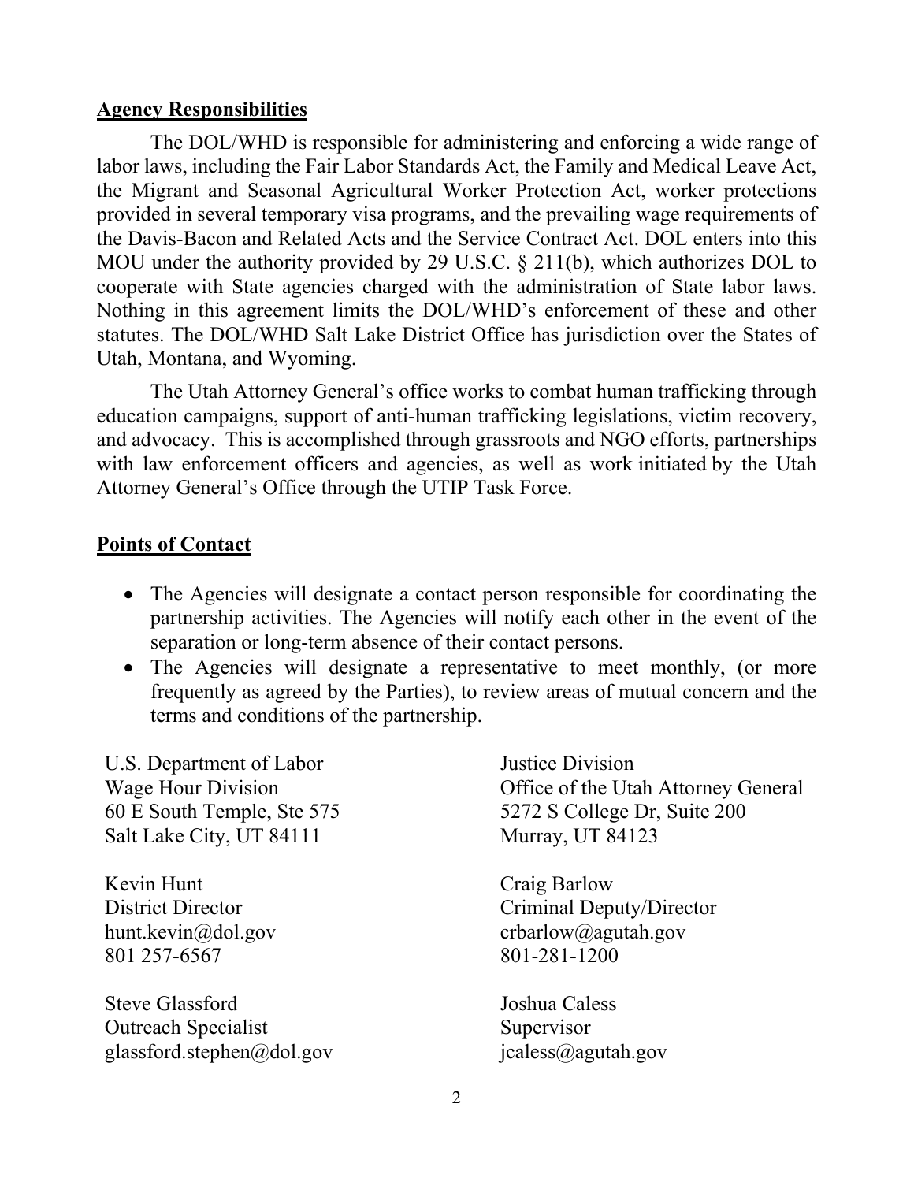## Agency Responsibilities

The DOL/WHD is responsible for administering and enforcing a wide range of labor laws, including the Fair Labor Standards Act, the Family and Medical Leave Act, the Migrant and Seasonal Agricultural Worker Protection Act, worker protections provided in several temporary visa programs, and the prevailing wage requirements of the Davis-Bacon and Related Acts and the Service Contract Act. DOL enters into this MOU under the authority provided by 29 U.S.C. § 211(b), which authorizes DOL to cooperate with State agencies charged with the administration of State labor laws. Nothing in this agreement limits the DOL/WHD's enforcement of these and other statutes. The DOL/WHD Salt Lake District Office has jurisdiction over the States of Utah, Montana, and Wyoming.

The Utah Attorney General's office works to combat human trafficking through education campaigns, support of anti-human trafficking legislations, victim recovery, and advocacy. This is accomplished through grassroots and NGO efforts, partnerships with law enforcement officers and agencies, as well as work initiated by the Utah Attorney General's Office through the UTIP Task Force.

## Points of Contact

- The Agencies will designate a contact person responsible for coordinating the partnership activities. The Agencies will notify each other in the event of the separation or long-term absence of their contact persons.
- The Agencies will designate a representative to meet monthly, (or more frequently as agreed by the Parties), to review areas of mutual concern and the terms and conditions of the partnership.

U.S. Department of Labor
Wage Hour Division
60 E South Temple, Ste 575
Salt Lake City, UT 84111

Kevin Hunt
District Director
hunt.kevin@dol.gov
801 257-6567

Steve Glassford
Outreach Specialist
glassford.stephen@dol.gov

Justice Division
Office of the Utah Attorney General
5272 S College Dr, Suite 200
Murray, UT 84123

Craig Barlow
Criminal Deputy/Director
crbarlow@agutah.gov
801-281-1200

Joshua Caless
Supervisor
jcaless@agutah.gov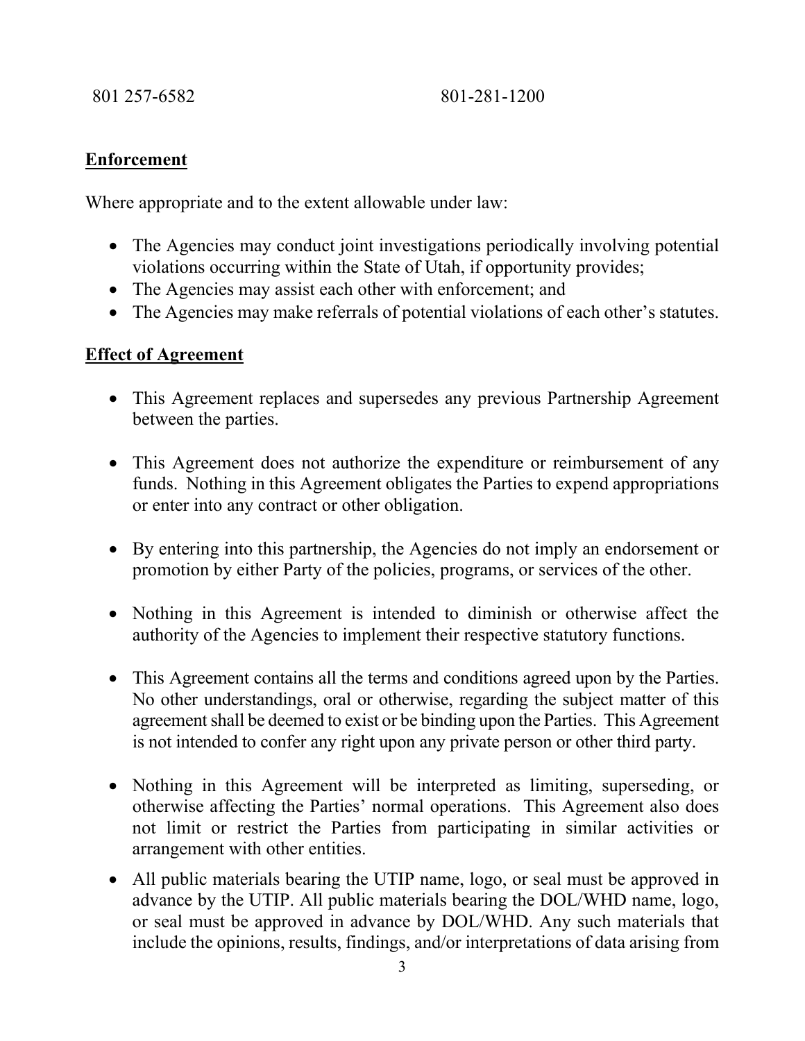801 257-6582 801-281-1200

**Enforcement**

Where appropriate and to the extent allowable under law:

- The Agencies may conduct joint investigations periodically involving potential violations occurring within the State of Utah, if opportunity provides;
- The Agencies may assist each other with enforcement; and
- The Agencies may make referrals of potential violations of each other's statutes.

**Effect of Agreement**

- This Agreement replaces and supersedes any previous Partnership Agreement between the parties.
- This Agreement does not authorize the expenditure or reimbursement of any funds. Nothing in this Agreement obligates the Parties to expend appropriations or enter into any contract or other obligation.
- By entering into this partnership, the Agencies do not imply an endorsement or promotion by either Party of the policies, programs, or services of the other.
- Nothing in this Agreement is intended to diminish or otherwise affect the authority of the Agencies to implement their respective statutory functions.
- This Agreement contains all the terms and conditions agreed upon by the Parties. No other understandings, oral or otherwise, regarding the subject matter of this agreement shall be deemed to exist or be binding upon the Parties. This Agreement is not intended to confer any right upon any private person or other third party.
- Nothing in this Agreement will be interpreted as limiting, superseding, or otherwise affecting the Parties' normal operations. This Agreement also does not limit or restrict the Parties from participating in similar activities or arrangement with other entities.
- All public materials bearing the UTIP name, logo, or seal must be approved in advance by the UTIP. All public materials bearing the DOL/WHD name, logo, or seal must be approved in advance by DOL/WHD. Any such materials that include the opinions, results, findings, and/or interpretations of data arising from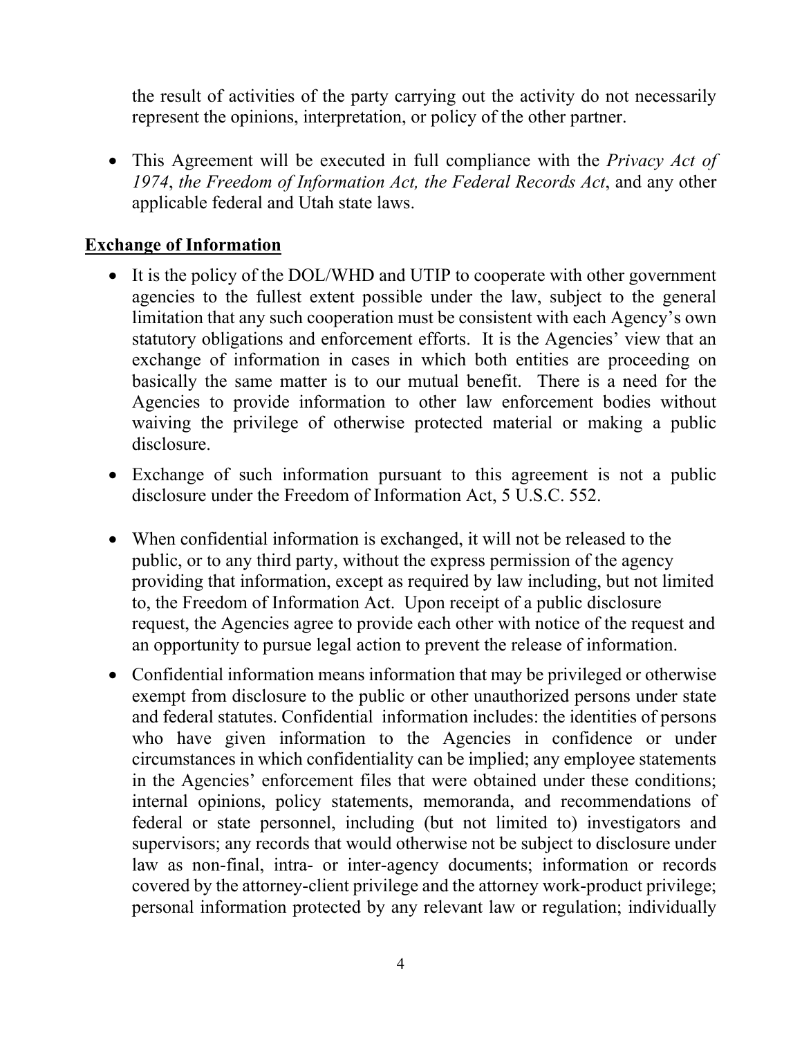the result of activities of the party carrying out the activity do not necessarily represent the opinions, interpretation, or policy of the other partner.

- This Agreement will be executed in full compliance with the *Privacy Act of 1974*, *the Freedom of Information Act, the Federal Records Act*, and any other applicable federal and Utah state laws.

## Exchange of Information

- It is the policy of the DOL/WHD and UTIP to cooperate with other government agencies to the fullest extent possible under the law, subject to the general limitation that any such cooperation must be consistent with each Agency's own statutory obligations and enforcement efforts. It is the Agencies' view that an exchange of information in cases in which both entities are proceeding on basically the same matter is to our mutual benefit. There is a need for the Agencies to provide information to other law enforcement bodies without waiving the privilege of otherwise protected material or making a public disclosure.
- Exchange of such information pursuant to this agreement is not a public disclosure under the Freedom of Information Act, 5 U.S.C. 552.
- When confidential information is exchanged, it will not be released to the public, or to any third party, without the express permission of the agency providing that information, except as required by law including, but not limited to, the Freedom of Information Act. Upon receipt of a public disclosure request, the Agencies agree to provide each other with notice of the request and an opportunity to pursue legal action to prevent the release of information.
- Confidential information means information that may be privileged or otherwise exempt from disclosure to the public or other unauthorized persons under state and federal statutes. Confidential information includes: the identities of persons who have given information to the Agencies in confidence or under circumstances in which confidentiality can be implied; any employee statements in the Agencies' enforcement files that were obtained under these conditions; internal opinions, policy statements, memoranda, and recommendations of federal or state personnel, including (but not limited to) investigators and supervisors; any records that would otherwise not be subject to disclosure under law as non-final, intra- or inter-agency documents; information or records covered by the attorney-client privilege and the attorney work-product privilege; personal information protected by any relevant law or regulation; individually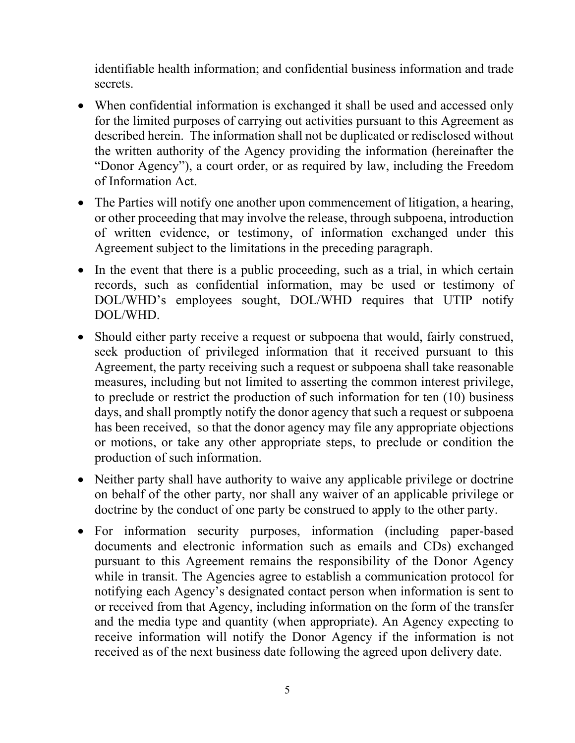identifiable health information; and confidential business information and trade secrets.

- When confidential information is exchanged it shall be used and accessed only for the limited purposes of carrying out activities pursuant to this Agreement as described herein. The information shall not be duplicated or redisclosed without the written authority of the Agency providing the information (hereinafter the "Donor Agency"), a court order, or as required by law, including the Freedom of Information Act.

- The Parties will notify one another upon commencement of litigation, a hearing, or other proceeding that may involve the release, through subpoena, introduction of written evidence, or testimony, of information exchanged under this Agreement subject to the limitations in the preceding paragraph.

- In the event that there is a public proceeding, such as a trial, in which certain records, such as confidential information, may be used or testimony of DOL/WHD's employees sought, DOL/WHD requires that UTIP notify DOL/WHD.

- Should either party receive a request or subpoena that would, fairly construed, seek production of privileged information that it received pursuant to this Agreement, the party receiving such a request or subpoena shall take reasonable measures, including but not limited to asserting the common interest privilege, to preclude or restrict the production of such information for ten (10) business days, and shall promptly notify the donor agency that such a request or subpoena has been received, so that the donor agency may file any appropriate objections or motions, or take any other appropriate steps, to preclude or condition the production of such information.

- Neither party shall have authority to waive any applicable privilege or doctrine on behalf of the other party, nor shall any waiver of an applicable privilege or doctrine by the conduct of one party be construed to apply to the other party.

- For information security purposes, information (including paper-based documents and electronic information such as emails and CDs) exchanged pursuant to this Agreement remains the responsibility of the Donor Agency while in transit. The Agencies agree to establish a communication protocol for notifying each Agency's designated contact person when information is sent to or received from that Agency, including information on the form of the transfer and the media type and quantity (when appropriate). An Agency expecting to receive information will notify the Donor Agency if the information is not received as of the next business date following the agreed upon delivery date.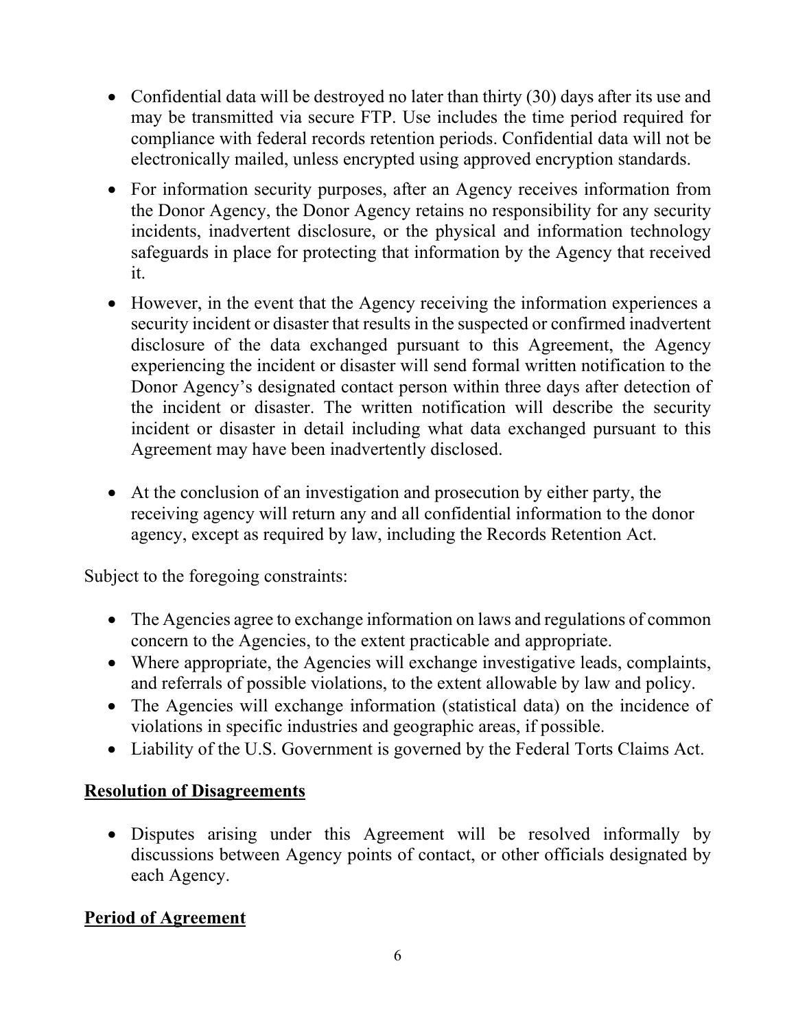- Confidential data will be destroyed no later than thirty (30) days after its use and may be transmitted via secure FTP. Use includes the time period required for compliance with federal records retention periods. Confidential data will not be electronically mailed, unless encrypted using approved encryption standards.
- For information security purposes, after an Agency receives information from the Donor Agency, the Donor Agency retains no responsibility for any security incidents, inadvertent disclosure, or the physical and information technology safeguards in place for protecting that information by the Agency that received it.
- However, in the event that the Agency receiving the information experiences a security incident or disaster that results in the suspected or confirmed inadvertent disclosure of the data exchanged pursuant to this Agreement, the Agency experiencing the incident or disaster will send formal written notification to the Donor Agency's designated contact person within three days after detection of the incident or disaster. The written notification will describe the security incident or disaster in detail including what data exchanged pursuant to this Agreement may have been inadvertently disclosed.
- At the conclusion of an investigation and prosecution by either party, the receiving agency will return any and all confidential information to the donor agency, except as required by law, including the Records Retention Act.

Subject to the foregoing constraints:

- The Agencies agree to exchange information on laws and regulations of common concern to the Agencies, to the extent practicable and appropriate.
- Where appropriate, the Agencies will exchange investigative leads, complaints, and referrals of possible violations, to the extent allowable by law and policy.
- The Agencies will exchange information (statistical data) on the incidence of violations in specific industries and geographic areas, if possible.
- Liability of the U.S. Government is governed by the Federal Torts Claims Act.

## Resolution of Disagreements

- Disputes arising under this Agreement will be resolved informally by discussions between Agency points of contact, or other officials designated by each Agency.

## Period of Agreement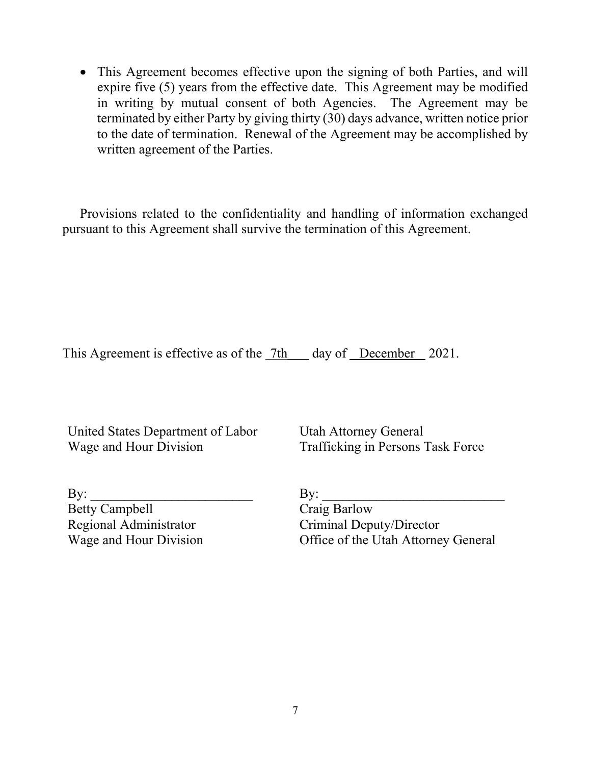- This Agreement becomes effective upon the signing of both Parties, and will expire five (5) years from the effective date. This Agreement may be modified in writing by mutual consent of both Agencies. The Agreement may be terminated by either Party by giving thirty (30) days advance, written notice prior to the date of termination. Renewal of the Agreement may be accomplished by written agreement of the Parties.

Provisions related to the confidentiality and handling of information exchanged pursuant to this Agreement shall survive the termination of this Agreement.

This Agreement is effective as of the 7th day of December 2021.

United States Department of Labor
Wage and Hour Division

By: ________________________
Betty Campbell
Regional Administrator
Wage and Hour Division

Utah Attorney General
Trafficking in Persons Task Force

By: ___________________________
Craig Barlow
Criminal Deputy/Director
Office of the Utah Attorney General